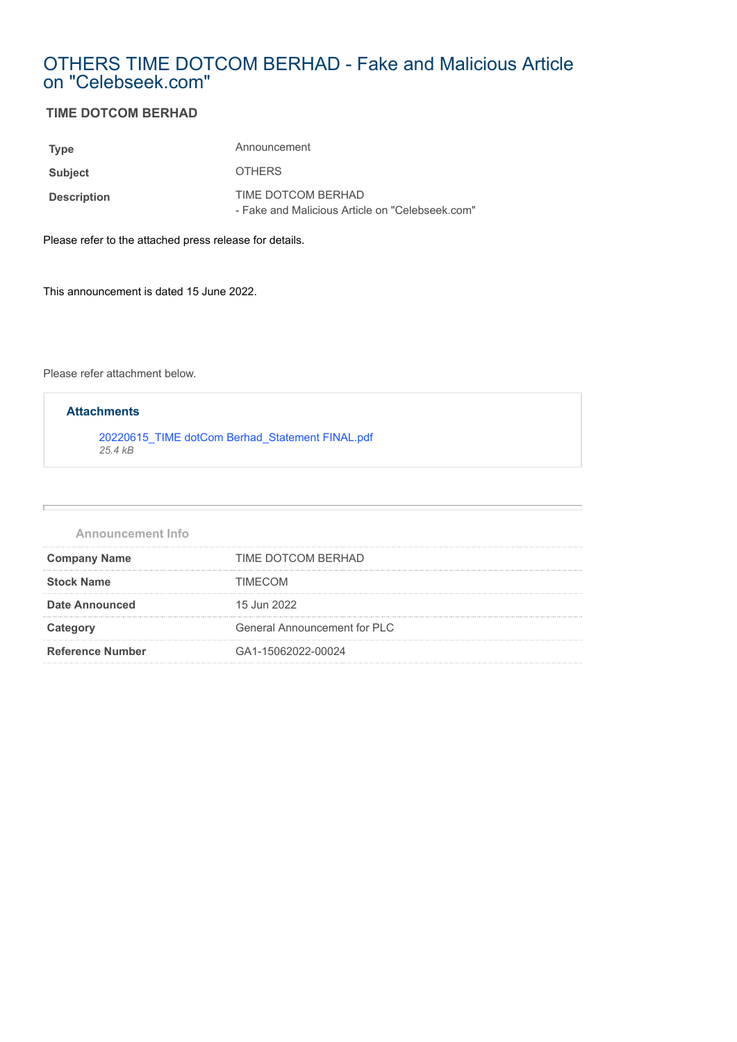# OTHERS TIME DOTCOM BERHAD - Fake and Malicious Article on "Celebseek.com"

## TIME DOTCOM BERHAD

| | |
|---|---|
| **Type** | Announcement |
| **Subject** | OTHERS |
| **Description** | TIME DOTCOM BERHAD<br>- Fake and Malicious Article on "Celebseek.com" |

Please refer to the attached press release for details.

This announcement is dated 15 June 2022.

Please refer attachment below.

### Attachments

20220615_TIME dotCom Berhad_Statement FINAL.pdf
*25.4 kB*

### Announcement Info

| | |
|---|---|
| **Company Name** | TIME DOTCOM BERHAD |
| **Stock Name** | TIMECOM |
| **Date Announced** | 15 Jun 2022 |
| **Category** | General Announcement for PLC |
| **Reference Number** | GA1-15062022-00024 |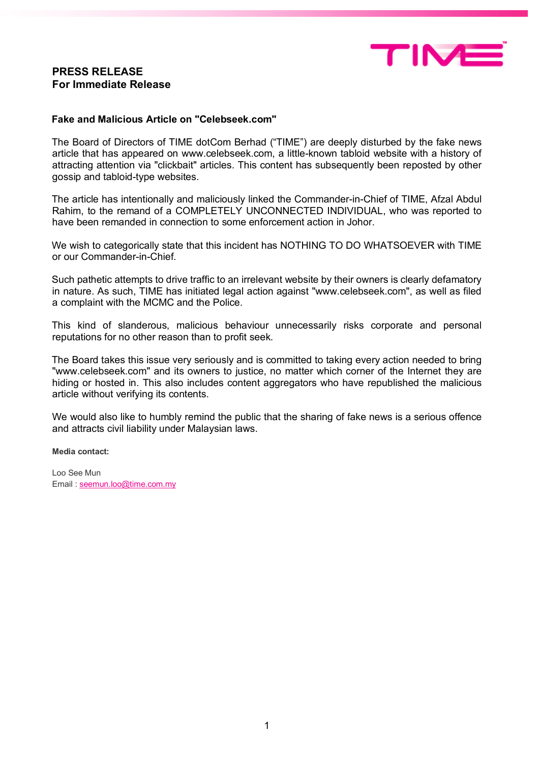**PRESS RELEASE**
**For Immediate Release**

**Fake and Malicious Article on "Celebseek.com"**

The Board of Directors of TIME dotCom Berhad ("TIME") are deeply disturbed by the fake news article that has appeared on www.celebseek.com, a little-known tabloid website with a history of attracting attention via "clickbait" articles. This content has subsequently been reposted by other gossip and tabloid-type websites.

The article has intentionally and maliciously linked the Commander-in-Chief of TIME, Afzal Abdul Rahim, to the remand of a COMPLETELY UNCONNECTED INDIVIDUAL, who was reported to have been remanded in connection to some enforcement action in Johor.

We wish to categorically state that this incident has NOTHING TO DO WHATSOEVER with TIME or our Commander-in-Chief.

Such pathetic attempts to drive traffic to an irrelevant website by their owners is clearly defamatory in nature. As such, TIME has initiated legal action against "www.celebseek.com", as well as filed a complaint with the MCMC and the Police.

This kind of slanderous, malicious behaviour unnecessarily risks corporate and personal reputations for no other reason than to profit seek.

The Board takes this issue very seriously and is committed to taking every action needed to bring "www.celebseek.com" and its owners to justice, no matter which corner of the Internet they are hiding or hosted in. This also includes content aggregators who have republished the malicious article without verifying its contents.

We would also like to humbly remind the public that the sharing of fake news is a serious offence and attracts civil liability under Malaysian laws.

**Media contact:**

Loo See Mun
Email : seemun.loo@time.com.my